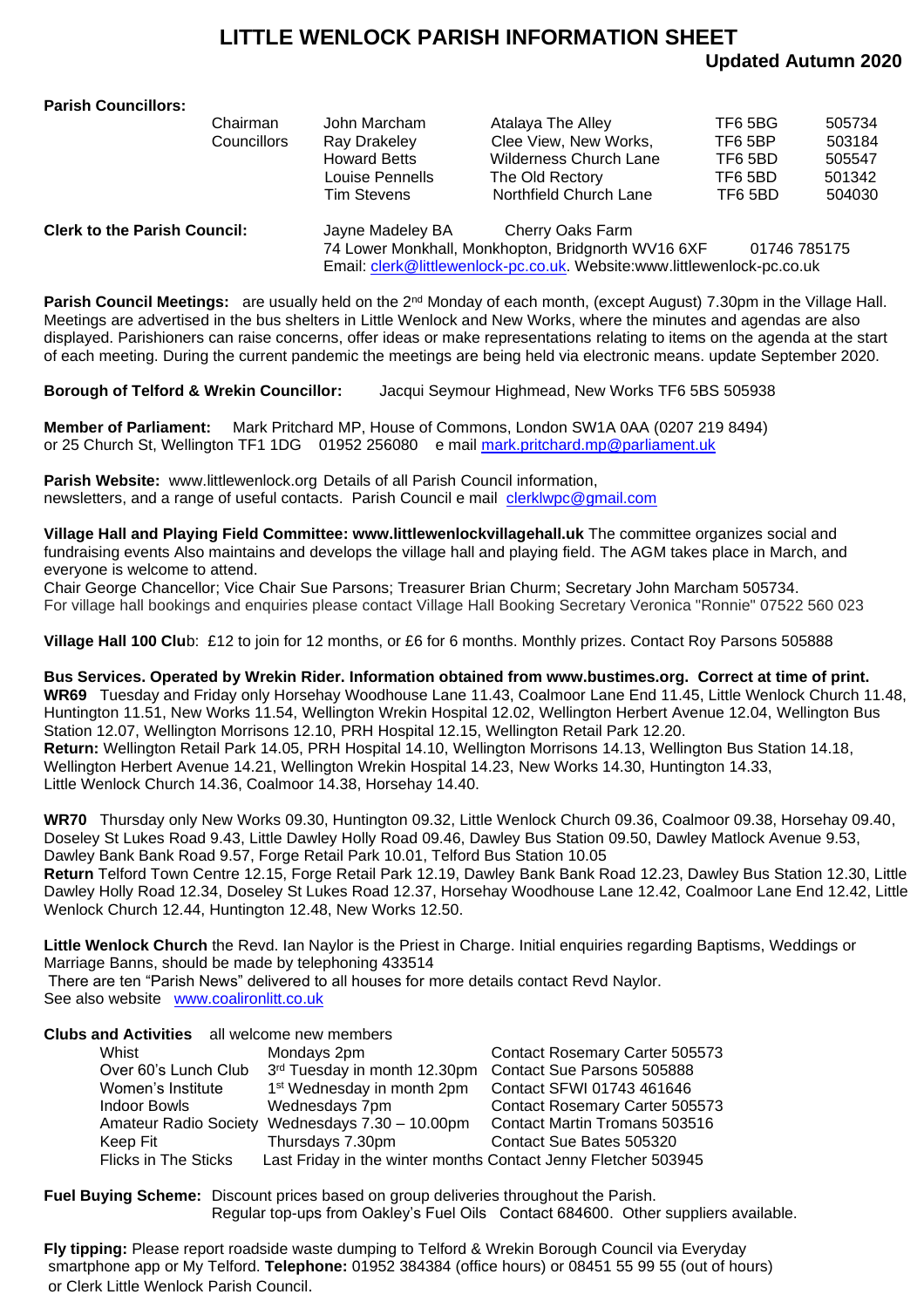# LITTLE WENLOCK PARISH INFORMATION SHEET

**Updated Autumn 2020**

**Parish Councillors:**

| | | | | |
|---|---|---|---|---|
| Chairman | John Marcham | Atalaya The Alley | TF6 5BG | 505734 |
| Councillors | Ray Drakeley | Clee View, New Works, | TF6 5BP | 503184 |
| | Howard Betts | Wilderness Church Lane | TF6 5BD | 505547 |
| | Louise Pennells | The Old Rectory | TF6 5BD | 501342 |
| | Tim Stevens | Northfield Church Lane | TF6 5BD | 504030 |

**Clerk to the Parish Council:** Jayne Madeley BA Cherry Oaks Farm
74 Lower Monkhall, Monkhopton, Bridgnorth WV16 6XF 01746 785175
Email: clerk@littlewenlock-pc.co.uk. Website:www.littlewenlock-pc.co.uk

**Parish Council Meetings:** are usually held on the 2nd Monday of each month, (except August) 7.30pm in the Village Hall. Meetings are advertised in the bus shelters in Little Wenlock and New Works, where the minutes and agendas are also displayed. Parishioners can raise concerns, offer ideas or make representations relating to items on the agenda at the start of each meeting. During the current pandemic the meetings are being held via electronic means. update September 2020.

**Borough of Telford & Wrekin Councillor:** Jacqui Seymour Highmead, New Works TF6 5BS 505938

**Member of Parliament:** Mark Pritchard MP, House of Commons, London SW1A 0AA (0207 219 8494) or 25 Church St, Wellington TF1 1DG 01952 256080 e mail mark.pritchard.mp@parliament.uk

**Parish Website:** www.littlewenlock.org Details of all Parish Council information, newsletters, and a range of useful contacts. Parish Council e mail clerklwpc@gmail.com

**Village Hall and Playing Field Committee: www.littlewenlockvillagehall.uk** The committee organizes social and fundraising events Also maintains and develops the village hall and playing field. The AGM takes place in March, and everyone is welcome to attend.
Chair George Chancellor; Vice Chair Sue Parsons; Treasurer Brian Churm; Secretary John Marcham 505734.
For village hall bookings and enquiries please contact Village Hall Booking Secretary Veronica "Ronnie" 07522 560 023

**Village Hall 100 Clu**b: £12 to join for 12 months, or £6 for 6 months. Monthly prizes. Contact Roy Parsons 505888

**Bus Services. Operated by Wrekin Rider. Information obtained from www.bustimes.org. Correct at time of print.**
**WR69** Tuesday and Friday only Horsehay Woodhouse Lane 11.43, Coalmoor Lane End 11.45, Little Wenlock Church 11.48, Huntington 11.51, New Works 11.54, Wellington Wrekin Hospital 12.02, Wellington Herbert Avenue 12.04, Wellington Bus Station 12.07, Wellington Morrisons 12.10, PRH Hospital 12.15, Wellington Retail Park 12.20.
**Return:** Wellington Retail Park 14.05, PRH Hospital 14.10, Wellington Morrisons 14.13, Wellington Bus Station 14.18, Wellington Herbert Avenue 14.21, Wellington Wrekin Hospital 14.23, New Works 14.30, Huntington 14.33, Little Wenlock Church 14.36, Coalmoor 14.38, Horsehay 14.40.

**WR70** Thursday only New Works 09.30, Huntington 09.32, Little Wenlock Church 09.36, Coalmoor 09.38, Horsehay 09.40, Doseley St Lukes Road 9.43, Little Dawley Holly Road 09.46, Dawley Bus Station 09.50, Dawley Matlock Avenue 9.53, Dawley Bank Bank Road 9.57, Forge Retail Park 10.01, Telford Bus Station 10.05
**Return** Telford Town Centre 12.15, Forge Retail Park 12.19, Dawley Bank Bank Road 12.23, Dawley Bus Station 12.30, Little Dawley Holly Road 12.34, Doseley St Lukes Road 12.37, Horsehay Woodhouse Lane 12.42, Coalmoor Lane End 12.42, Little Wenlock Church 12.44, Huntington 12.48, New Works 12.50.

**Little Wenlock Church** the Revd. Ian Naylor is the Priest in Charge. Initial enquiries regarding Baptisms, Weddings or Marriage Banns, should be made by telephoning 433514
There are ten "Parish News" delivered to all houses for more details contact Revd Naylor.
See also website www.coalironlitt.co.uk

**Clubs and Activities** all welcome new members

| | | |
|---|---|---|
| Whist | Mondays 2pm | Contact Rosemary Carter 505573 |
| Over 60's Lunch Club | 3rd Tuesday in month 12.30pm | Contact Sue Parsons 505888 |
| Women's Institute | 1st Wednesday in month 2pm | Contact SFWI 01743 461646 |
| Indoor Bowls | Wednesdays 7pm | Contact Rosemary Carter 505573 |
| Amateur Radio Society | Wednesdays 7.30 – 10.00pm | Contact Martin Tromans 503516 |
| Keep Fit | Thursdays 7.30pm | Contact Sue Bates 505320 |
| Flicks in The Sticks | Last Friday in the winter months | Contact Jenny Fletcher 503945 |

**Fuel Buying Scheme:** Discount prices based on group deliveries throughout the Parish.
Regular top-ups from Oakley's Fuel Oils Contact 684600. Other suppliers available.

**Fly tipping:** Please report roadside waste dumping to Telford & Wrekin Borough Council via Everyday smartphone app or My Telford. **Telephone:** 01952 384384 (office hours) or 08451 55 99 55 (out of hours) or Clerk Little Wenlock Parish Council.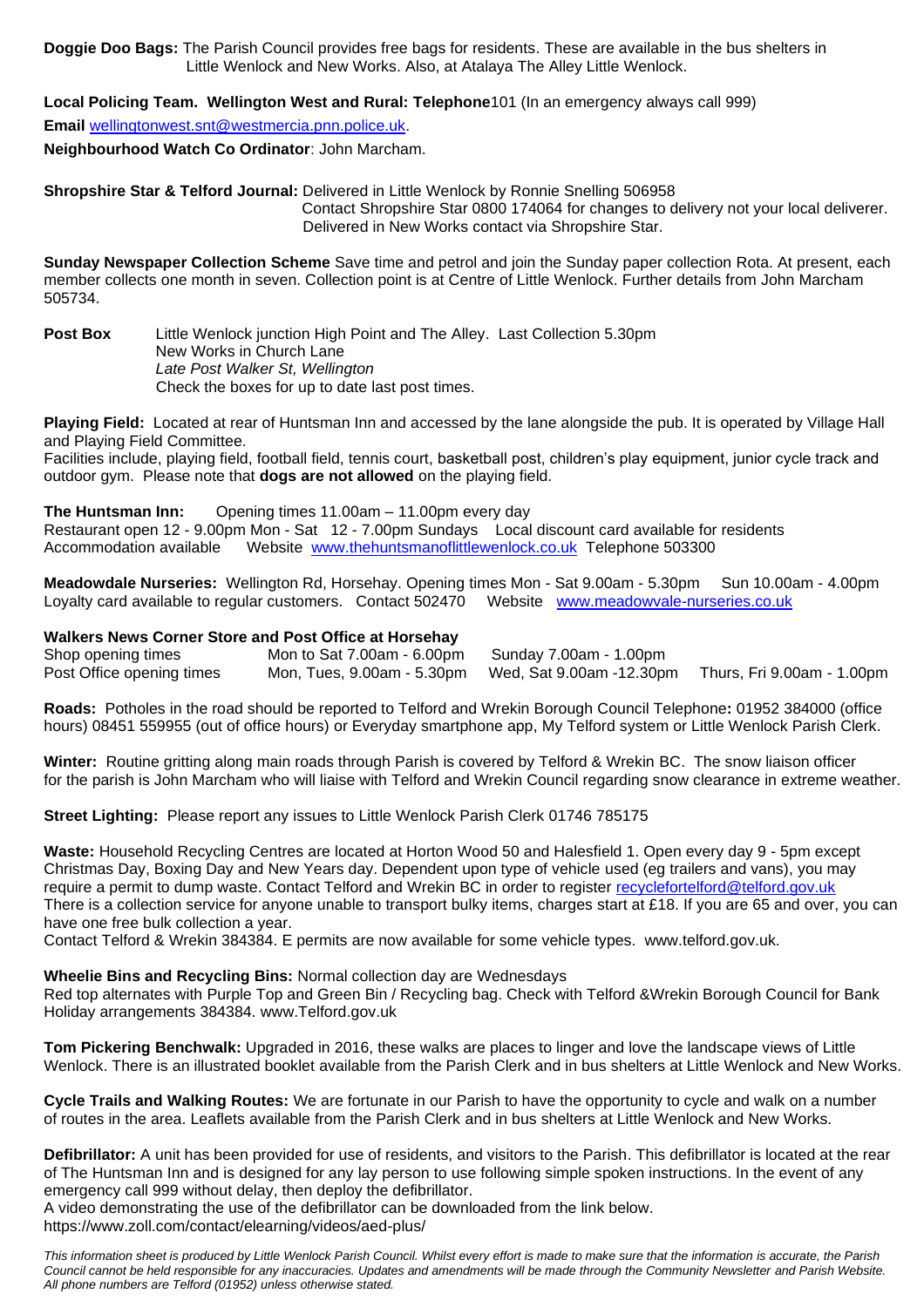**Doggie Doo Bags:** The Parish Council provides free bags for residents. These are available in the bus shelters in Little Wenlock and New Works. Also, at Atalaya The Alley Little Wenlock.

**Local Policing Team. Wellington West and Rural: Telephone**101 (In an emergency always call 999)

**Email** wellingtonwest.snt@westmercia.pnn.police.uk.

**Neighbourhood Watch Co Ordinator**: John Marcham.

**Shropshire Star & Telford Journal:** Delivered in Little Wenlock by Ronnie Snelling 506958
Contact Shropshire Star 0800 174064 for changes to delivery not your local deliverer.
Delivered in New Works contact via Shropshire Star.

**Sunday Newspaper Collection Scheme** Save time and petrol and join the Sunday paper collection Rota. At present, each member collects one month in seven. Collection point is at Centre of Little Wenlock. Further details from John Marcham 505734.

**Post Box** Little Wenlock junction High Point and The Alley. Last Collection 5.30pm
New Works in Church Lane
*Late Post Walker St, Wellington*
Check the boxes for up to date last post times.

**Playing Field:** Located at rear of Huntsman Inn and accessed by the lane alongside the pub. It is operated by Village Hall and Playing Field Committee.
Facilities include, playing field, football field, tennis court, basketball post, children's play equipment, junior cycle track and outdoor gym. Please note that **dogs are not allowed** on the playing field.

**The Huntsman Inn:** Opening times 11.00am – 11.00pm every day
Restaurant open 12 - 9.00pm Mon - Sat 12 - 7.00pm Sundays Local discount card available for residents
Accommodation available Website www.thehuntsmanoflittlewenlock.co.uk Telephone 503300

**Meadowdale Nurseries:** Wellington Rd, Horsehay. Opening times Mon - Sat 9.00am - 5.30pm Sun 10.00am - 4.00pm
Loyalty card available to regular customers. Contact 502470 Website www.meadowvale-nurseries.co.uk

**Walkers News Corner Store and Post Office at Horsehay**

| | | | |
|---|---|---|---|
| Shop opening times | Mon to Sat 7.00am - 6.00pm | Sunday 7.00am - 1.00pm | |
| Post Office opening times | Mon, Tues, 9.00am - 5.30pm | Wed, Sat 9.00am -12.30pm | Thurs, Fri 9.00am - 1.00pm |

**Roads:** Potholes in the road should be reported to Telford and Wrekin Borough Council Telephone**:** 01952 384000 (office hours) 08451 559955 (out of office hours) or Everyday smartphone app, My Telford system or Little Wenlock Parish Clerk.

**Winter:** Routine gritting along main roads through Parish is covered by Telford & Wrekin BC. The snow liaison officer for the parish is John Marcham who will liaise with Telford and Wrekin Council regarding snow clearance in extreme weather.

**Street Lighting:** Please report any issues to Little Wenlock Parish Clerk 01746 785175

**Waste:** Household Recycling Centres are located at Horton Wood 50 and Halesfield 1. Open every day 9 - 5pm except Christmas Day, Boxing Day and New Years day. Dependent upon type of vehicle used (eg trailers and vans), you may require a permit to dump waste. Contact Telford and Wrekin BC in order to register recyclefortelford@telford.gov.uk
There is a collection service for anyone unable to transport bulky items, charges start at £18. If you are 65 and over, you can have one free bulk collection a year.
Contact Telford & Wrekin 384384. E permits are now available for some vehicle types. www.telford.gov.uk.

**Wheelie Bins and Recycling Bins:** Normal collection day are Wednesdays
Red top alternates with Purple Top and Green Bin / Recycling bag. Check with Telford &Wrekin Borough Council for Bank Holiday arrangements 384384. www.Telford.gov.uk

**Tom Pickering Benchwalk:** Upgraded in 2016, these walks are places to linger and love the landscape views of Little Wenlock. There is an illustrated booklet available from the Parish Clerk and in bus shelters at Little Wenlock and New Works.

**Cycle Trails and Walking Routes:** We are fortunate in our Parish to have the opportunity to cycle and walk on a number of routes in the area. Leaflets available from the Parish Clerk and in bus shelters at Little Wenlock and New Works.

**Defibrillator:** A unit has been provided for use of residents, and visitors to the Parish. This defibrillator is located at the rear of The Huntsman Inn and is designed for any lay person to use following simple spoken instructions. In the event of any emergency call 999 without delay, then deploy the defibrillator.
A video demonstrating the use of the defibrillator can be downloaded from the link below.
https://www.zoll.com/contact/elearning/videos/aed-plus/

*This information sheet is produced by Little Wenlock Parish Council. Whilst every effort is made to make sure that the information is accurate, the Parish Council cannot be held responsible for any inaccuracies. Updates and amendments will be made through the Community Newsletter and Parish Website. All phone numbers are Telford (01952) unless otherwise stated.*